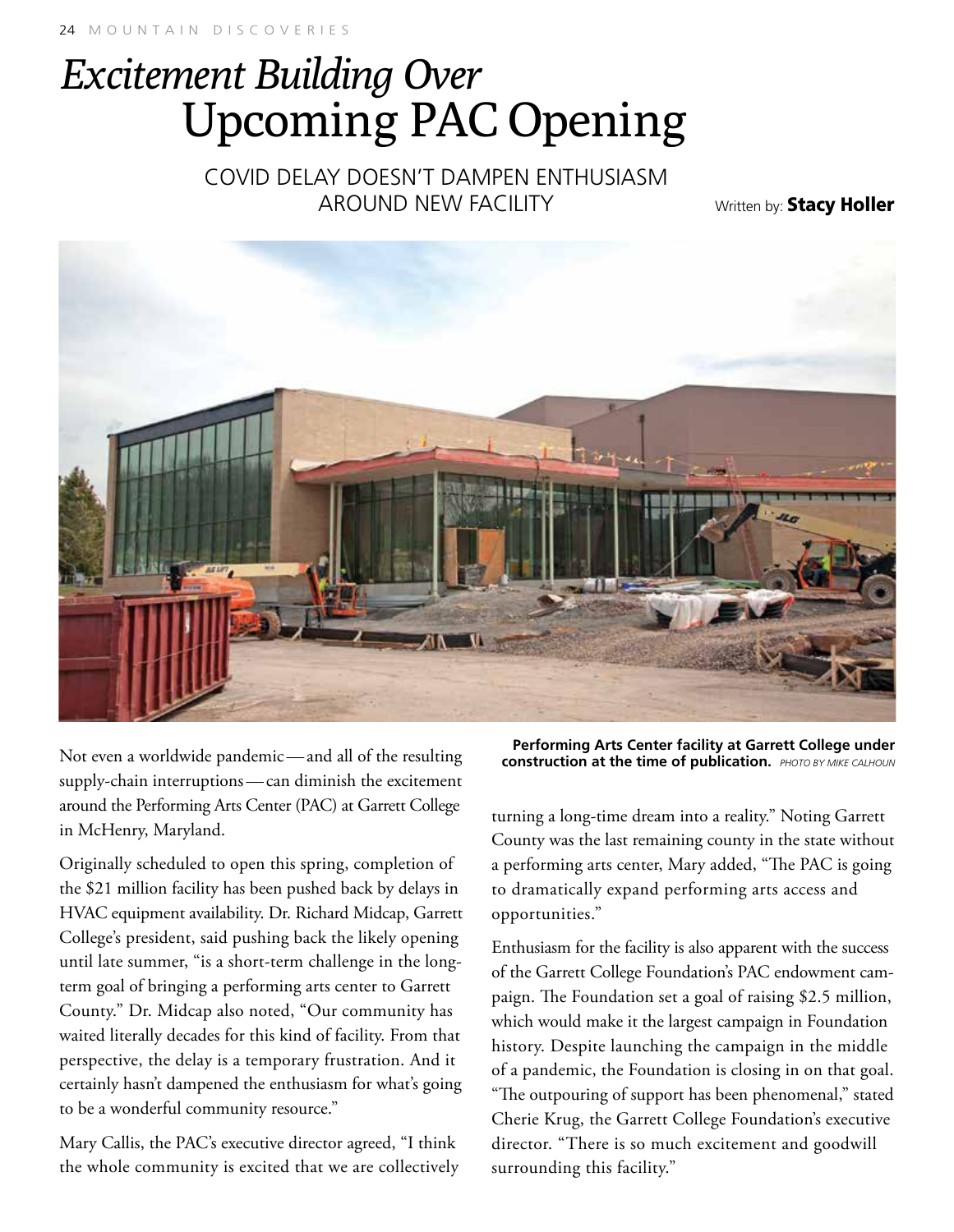# *Excitement Building Over* Upcoming PAC Opening

## COVID DELAY DOESN'T DAMPEN ENTHUSIASM AROUND NEW FACILITY

Written by: **Stacy Holler**

**Performing Arts Center facility at Garrett College under construction at the time of publication.** *PHOTO BY MIKE CALHOUN*

Not even a worldwide pandemic—and all of the resulting supply-chain interruptions—can diminish the excitement around the Performing Arts Center (PAC) at Garrett College in McHenry, Maryland.

Originally scheduled to open this spring, completion of the $21 million facility has been pushed back by delays in HVAC equipment availability. Dr. Richard Midcap, Garrett College's president, said pushing back the likely opening until late summer, "is a short-term challenge in the long-term goal of bringing a performing arts center to Garrett County." Dr. Midcap also noted, "Our community has waited literally decades for this kind of facility. From that perspective, the delay is a temporary frustration. And it certainly hasn't dampened the enthusiasm for what's going to be a wonderful community resource."

Mary Callis, the PAC's executive director agreed, "I think the whole community is excited that we are collectively turning a long-time dream into a reality." Noting Garrett County was the last remaining county in the state without a performing arts center, Mary added, "The PAC is going to dramatically expand performing arts access and opportunities."

Enthusiasm for the facility is also apparent with the success of the Garrett College Foundation's PAC endowment campaign. The Foundation set a goal of raising $2.5 million, which would make it the largest campaign in Foundation history. Despite launching the campaign in the middle of a pandemic, the Foundation is closing in on that goal. "The outpouring of support has been phenomenal," stated Cherie Krug, the Garrett College Foundation's executive director. "There is so much excitement and goodwill surrounding this facility."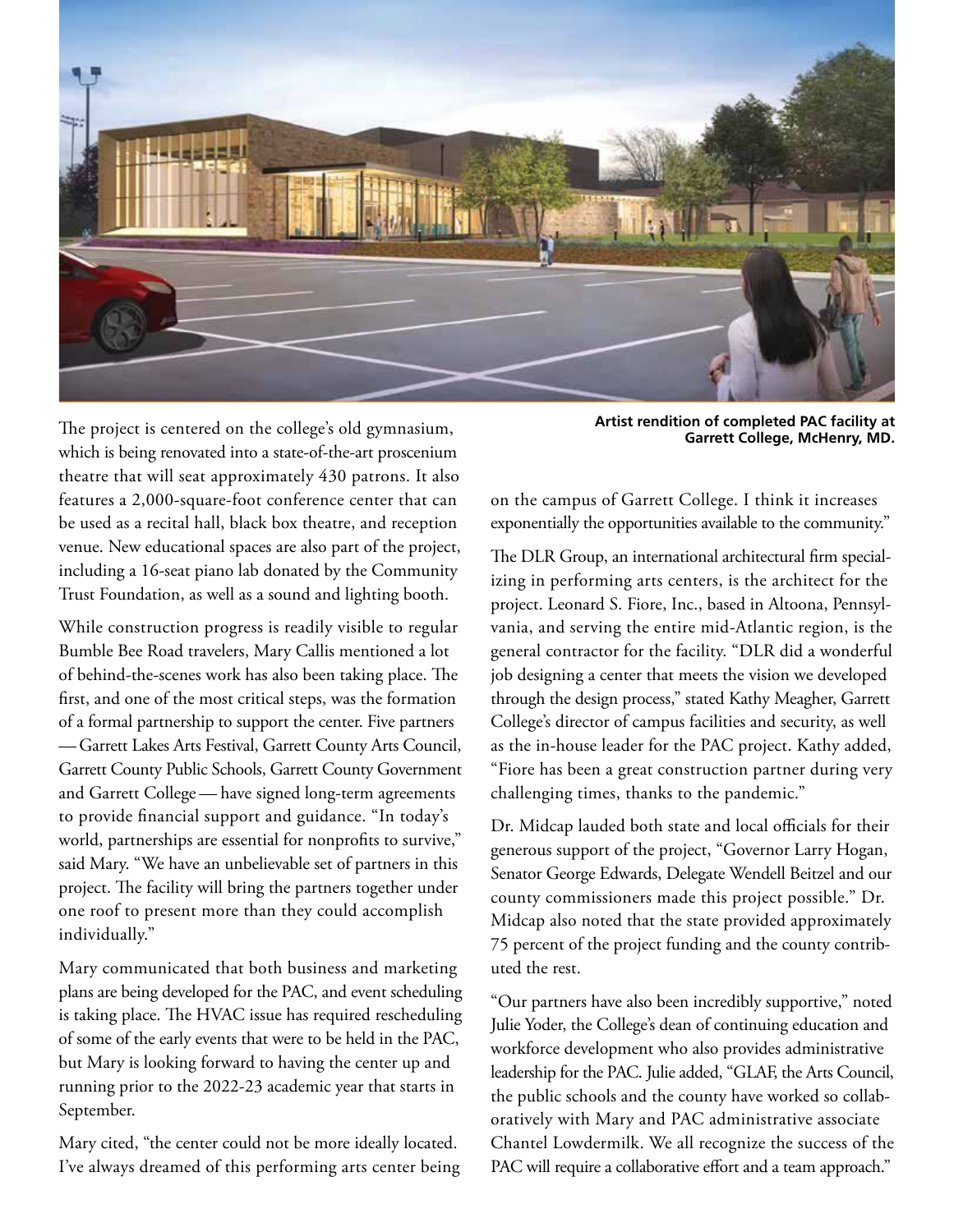The project is centered on the college's old gymnasium, which is being renovated into a state-of-the-art proscenium theatre that will seat approximately 430 patrons. It also features a 2,000-square-foot conference center that can be used as a recital hall, black box theatre, and reception venue. New educational spaces are also part of the project, including a 16-seat piano lab donated by the Community Trust Foundation, as well as a sound and lighting booth.

While construction progress is readily visible to regular Bumble Bee Road travelers, Mary Callis mentioned a lot of behind-the-scenes work has also been taking place. The first, and one of the most critical steps, was the formation of a formal partnership to support the center. Five partners — Garrett Lakes Arts Festival, Garrett County Arts Council, Garrett County Public Schools, Garrett County Government and Garrett College — have signed long-term agreements to provide financial support and guidance. "In today's world, partnerships are essential for nonprofits to survive," said Mary. "We have an unbelievable set of partners in this project. The facility will bring the partners together under one roof to present more than they could accomplish individually."

Mary communicated that both business and marketing plans are being developed for the PAC, and event scheduling is taking place. The HVAC issue has required rescheduling of some of the early events that were to be held in the PAC, but Mary is looking forward to having the center up and running prior to the 2022-23 academic year that starts in September.

Mary cited, "the center could not be more ideally located. I've always dreamed of this performing arts center being on the campus of Garrett College. I think it increases exponentially the opportunities available to the community."

**Artist rendition of completed PAC facility at Garrett College, McHenry, MD.**

The DLR Group, an international architectural firm specializing in performing arts centers, is the architect for the project. Leonard S. Fiore, Inc., based in Altoona, Pennsylvania, and serving the entire mid-Atlantic region, is the general contractor for the facility. "DLR did a wonderful job designing a center that meets the vision we developed through the design process," stated Kathy Meagher, Garrett College's director of campus facilities and security, as well as the in-house leader for the PAC project. Kathy added, "Fiore has been a great construction partner during very challenging times, thanks to the pandemic."

Dr. Midcap lauded both state and local officials for their generous support of the project, "Governor Larry Hogan, Senator George Edwards, Delegate Wendell Beitzel and our county commissioners made this project possible." Dr. Midcap also noted that the state provided approximately 75 percent of the project funding and the county contributed the rest.

"Our partners have also been incredibly supportive," noted Julie Yoder, the College's dean of continuing education and workforce development who also provides administrative leadership for the PAC. Julie added, "GLAF, the Arts Council, the public schools and the county have worked so collaboratively with Mary and PAC administrative associate Chantel Lowdermilk. We all recognize the success of the PAC will require a collaborative effort and a team approach."